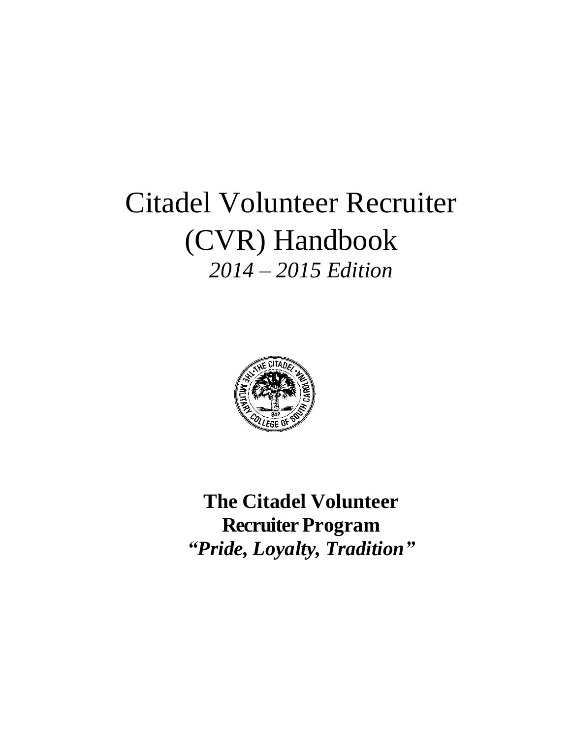# Citadel Volunteer Recruiter (CVR) Handbook

*2014 – 2015 Edition*

**The Citadel Volunteer Recruiter Program**

***"Pride, Loyalty, Tradition"***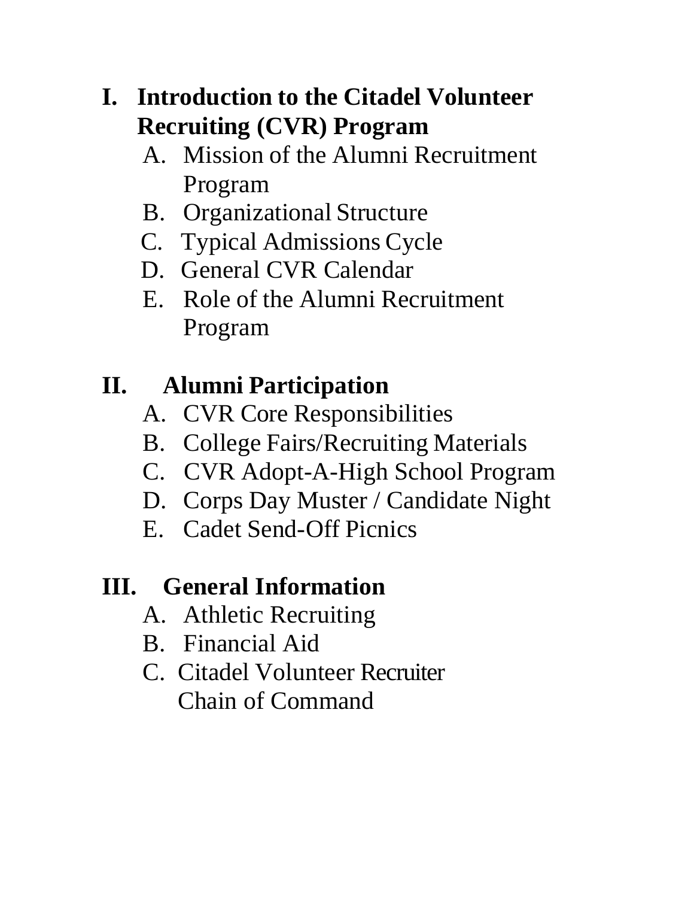## I. Introduction to the Citadel Volunteer Recruiting (CVR) Program

A. Mission of the Alumni Recruitment Program
B. Organizational Structure
C. Typical Admissions Cycle
D. General CVR Calendar
E. Role of the Alumni Recruitment Program

## II. Alumni Participation

A. CVR Core Responsibilities
B. College Fairs/Recruiting Materials
C. CVR Adopt-A-High School Program
D. Corps Day Muster / Candidate Night
E. Cadet Send-Off Picnics

## III. General Information

A. Athletic Recruiting
B. Financial Aid
C. Citadel Volunteer Recruiter Chain of Command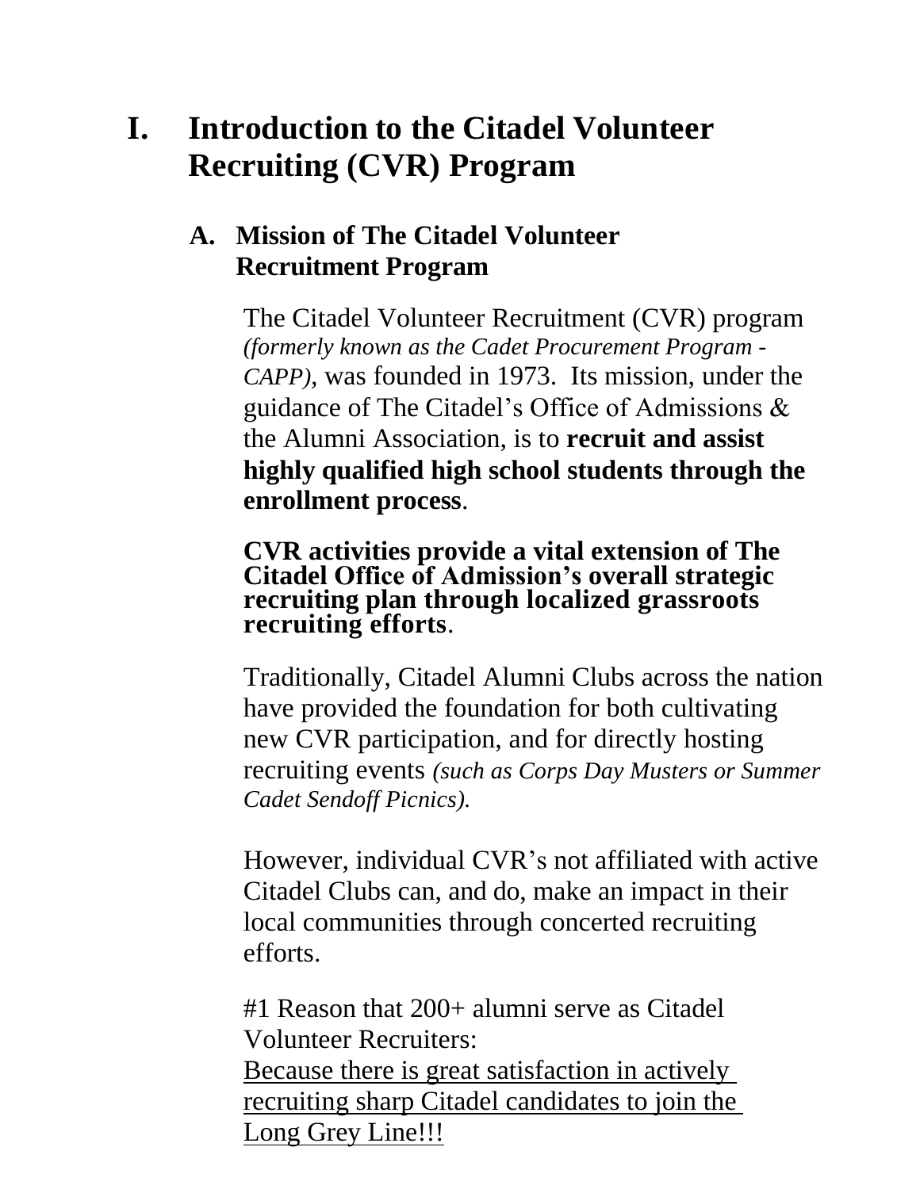# I. Introduction to the Citadel Volunteer Recruiting (CVR) Program

## A. Mission of The Citadel Volunteer Recruitment Program

The Citadel Volunteer Recruitment (CVR) program *(formerly known as the Cadet Procurement Program - CAPP),* was founded in 1973. Its mission, under the guidance of The Citadel's Office of Admissions & the Alumni Association, is to **recruit and assist highly qualified high school students through the enrollment process**.

**CVR activities provide a vital extension of The Citadel Office of Admission's overall strategic recruiting plan through localized grassroots recruiting efforts**.

Traditionally, Citadel Alumni Clubs across the nation have provided the foundation for both cultivating new CVR participation, and for directly hosting recruiting events *(such as Corps Day Musters or Summer Cadet Sendoff Picnics).*

However, individual CVR's not affiliated with active Citadel Clubs can, and do, make an impact in their local communities through concerted recruiting efforts.

#1 Reason that 200+ alumni serve as Citadel Volunteer Recruiters:
<u>Because there is great satisfaction in actively recruiting sharp Citadel candidates to join the Long Grey Line!!!</u>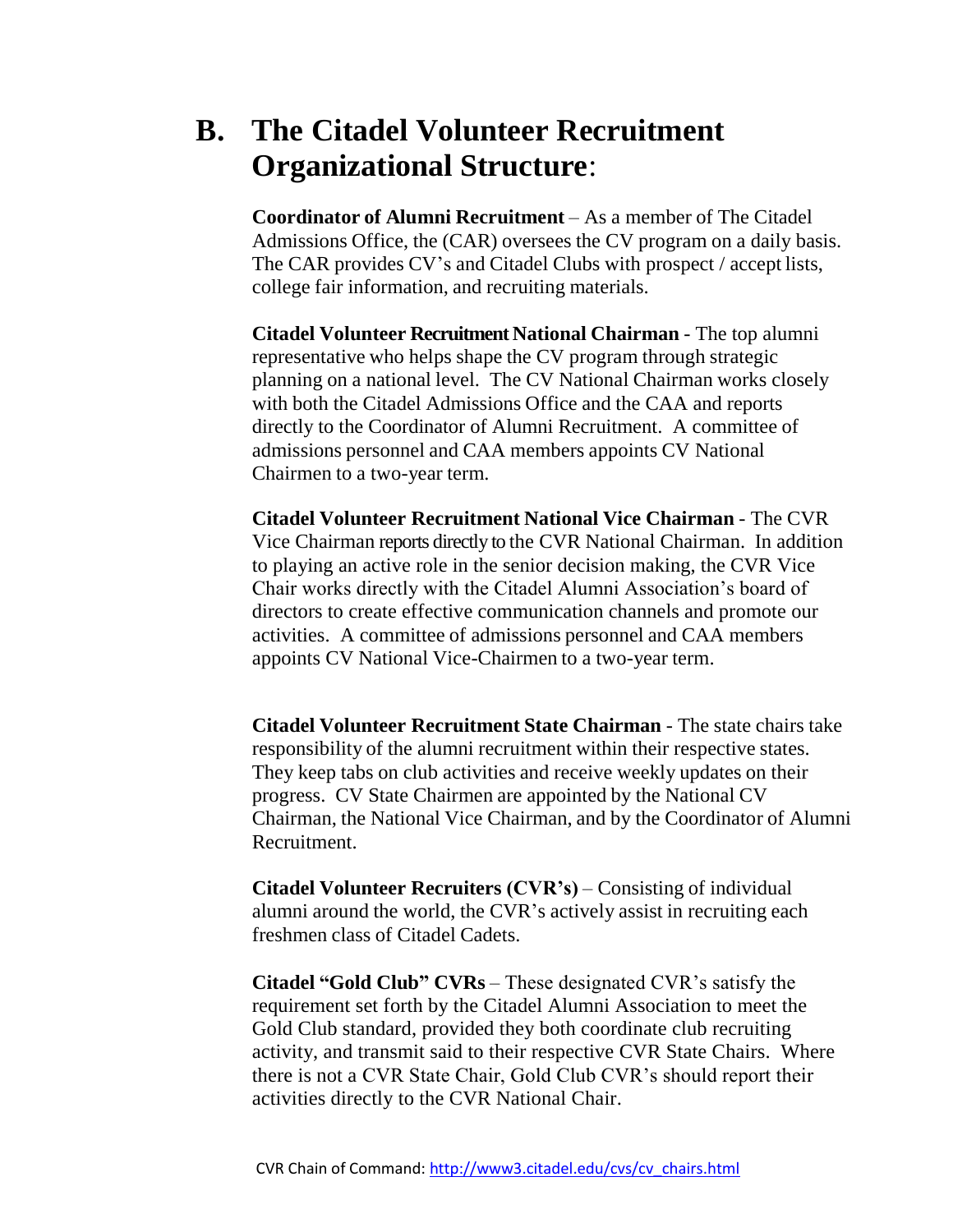## B. The Citadel Volunteer Recruitment Organizational Structure:

**Coordinator of Alumni Recruitment** – As a member of The Citadel Admissions Office, the (CAR) oversees the CV program on a daily basis. The CAR provides CV's and Citadel Clubs with prospect / accept lists, college fair information, and recruiting materials.

**Citadel Volunteer Recruitment National Chairman** - The top alumni representative who helps shape the CV program through strategic planning on a national level. The CV National Chairman works closely with both the Citadel Admissions Office and the CAA and reports directly to the Coordinator of Alumni Recruitment. A committee of admissions personnel and CAA members appoints CV National Chairmen to a two-year term.

**Citadel Volunteer Recruitment National Vice Chairman** - The CVR Vice Chairman reports directly to the CVR National Chairman. In addition to playing an active role in the senior decision making, the CVR Vice Chair works directly with the Citadel Alumni Association's board of directors to create effective communication channels and promote our activities. A committee of admissions personnel and CAA members appoints CV National Vice-Chairmen to a two-year term.

**Citadel Volunteer Recruitment State Chairman** - The state chairs take responsibility of the alumni recruitment within their respective states. They keep tabs on club activities and receive weekly updates on their progress. CV State Chairmen are appointed by the National CV Chairman, the National Vice Chairman, and by the Coordinator of Alumni Recruitment.

**Citadel Volunteer Recruiters (CVR's)** – Consisting of individual alumni around the world, the CVR's actively assist in recruiting each freshmen class of Citadel Cadets.

**Citadel "Gold Club" CVRs** – These designated CVR's satisfy the requirement set forth by the Citadel Alumni Association to meet the Gold Club standard, provided they both coordinate club recruiting activity, and transmit said to their respective CVR State Chairs. Where there is not a CVR State Chair, Gold Club CVR's should report their activities directly to the CVR National Chair.

CVR Chain of Command: http://www3.citadel.edu/cvs/cv_chairs.html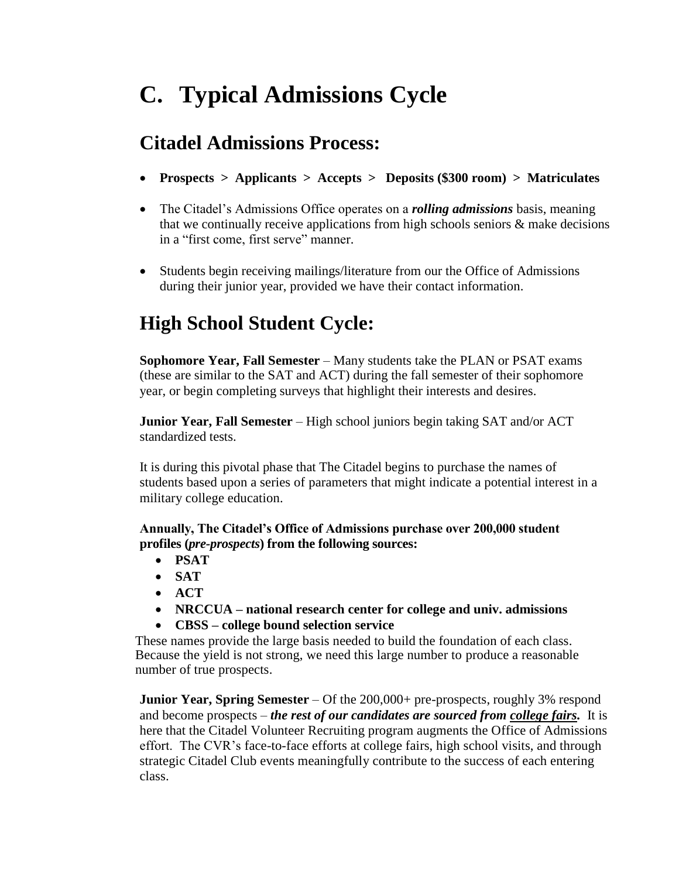# C. Typical Admissions Cycle

## Citadel Admissions Process:

- **Prospects > Applicants > Accepts > Deposits ($300 room) > Matriculates**
- The Citadel's Admissions Office operates on a ***rolling admissions*** basis, meaning that we continually receive applications from high schools seniors & make decisions in a "first come, first serve" manner.
- Students begin receiving mailings/literature from our the Office of Admissions during their junior year, provided we have their contact information.

## High School Student Cycle:

**Sophomore Year, Fall Semester** – Many students take the PLAN or PSAT exams (these are similar to the SAT and ACT) during the fall semester of their sophomore year, or begin completing surveys that highlight their interests and desires.

**Junior Year, Fall Semester** – High school juniors begin taking SAT and/or ACT standardized tests.

It is during this pivotal phase that The Citadel begins to purchase the names of students based upon a series of parameters that might indicate a potential interest in a military college education.

**Annually, The Citadel's Office of Admissions purchase over 200,000 student profiles (*pre-prospects*) from the following sources:**

- **PSAT**
- **SAT**
- **ACT**
- **NRCCUA – national research center for college and univ. admissions**
- **CBSS – college bound selection service**

These names provide the large basis needed to build the foundation of each class. Because the yield is not strong, we need this large number to produce a reasonable number of true prospects.

**Junior Year, Spring Semester** – Of the 200,000+ pre-prospects, roughly 3% respond and become prospects – ***the rest of our candidates are sourced from <u>college fairs</u>.*** It is here that the Citadel Volunteer Recruiting program augments the Office of Admissions effort. The CVR's face-to-face efforts at college fairs, high school visits, and through strategic Citadel Club events meaningfully contribute to the success of each entering class.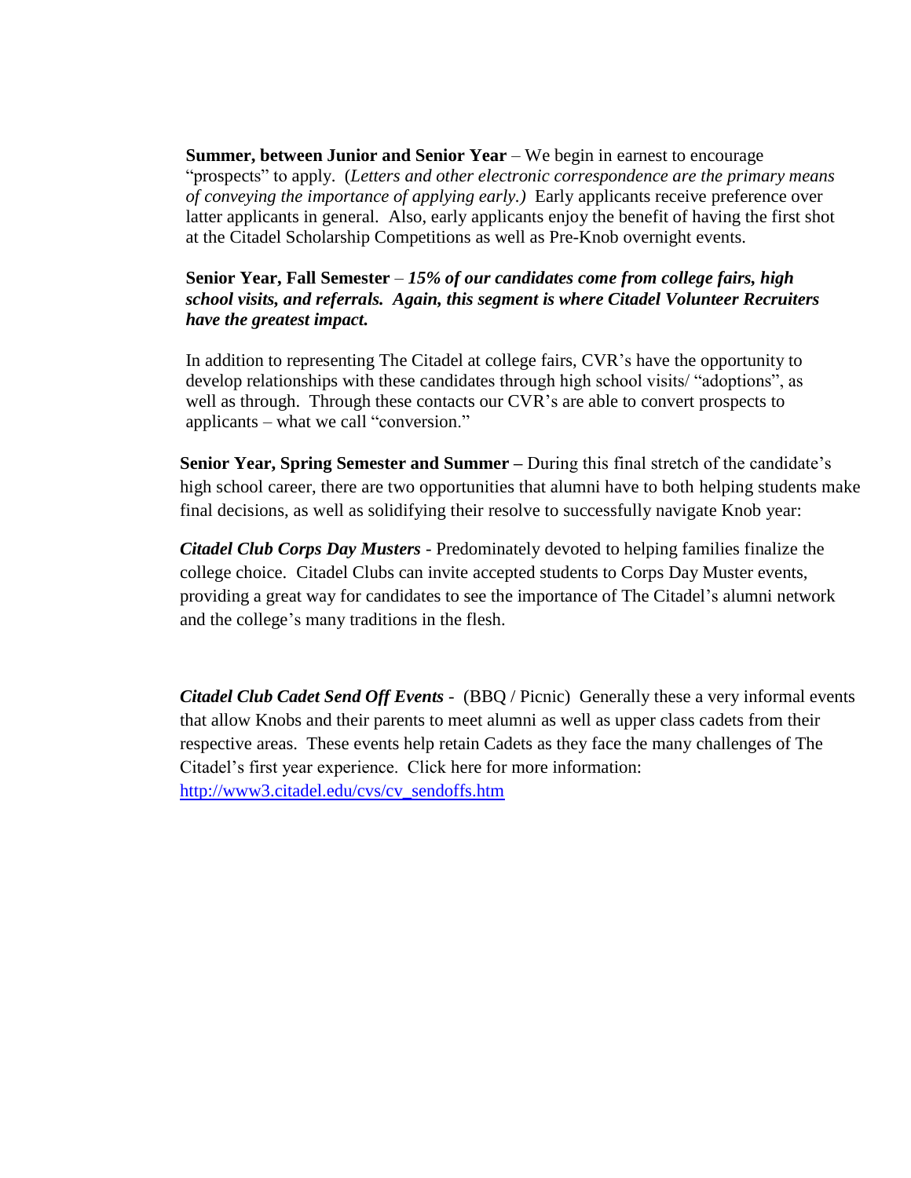**Summer, between Junior and Senior Year** – We begin in earnest to encourage "prospects" to apply. (*Letters and other electronic correspondence are the primary means of conveying the importance of applying early.)* Early applicants receive preference over latter applicants in general. Also, early applicants enjoy the benefit of having the first shot at the Citadel Scholarship Competitions as well as Pre-Knob overnight events.

**Senior Year, Fall Semester** – ***15% of our candidates come from college fairs, high school visits, and referrals. Again, this segment is where Citadel Volunteer Recruiters have the greatest impact.***

In addition to representing The Citadel at college fairs, CVR's have the opportunity to develop relationships with these candidates through high school visits/ "adoptions", as well as through. Through these contacts our CVR's are able to convert prospects to applicants – what we call "conversion."

**Senior Year, Spring Semester and Summer –** During this final stretch of the candidate's high school career, there are two opportunities that alumni have to both helping students make final decisions, as well as solidifying their resolve to successfully navigate Knob year:

***Citadel Club Corps Day Musters*** - Predominately devoted to helping families finalize the college choice. Citadel Clubs can invite accepted students to Corps Day Muster events, providing a great way for candidates to see the importance of The Citadel's alumni network and the college's many traditions in the flesh.

***Citadel Club Cadet Send Off Events*** - (BBQ / Picnic) Generally these a very informal events that allow Knobs and their parents to meet alumni as well as upper class cadets from their respective areas. These events help retain Cadets as they face the many challenges of The Citadel's first year experience. Click here for more information: http://www3.citadel.edu/cvs/cv_sendoffs.htm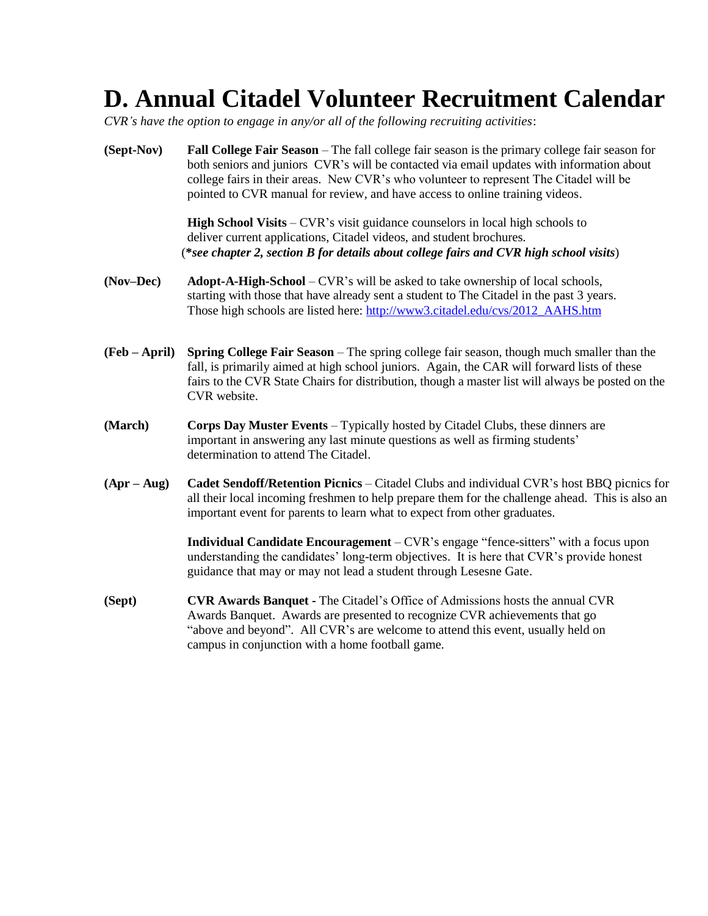# D. Annual Citadel Volunteer Recruitment Calendar

*CVR's have the option to engage in any/or all of the following recruiting activities*:

**(Sept-Nov)** **Fall College Fair Season** – The fall college fair season is the primary college fair season for both seniors and juniors CVR's will be contacted via email updates with information about college fairs in their areas. New CVR's who volunteer to represent The Citadel will be pointed to CVR manual for review, and have access to online training videos.

**High School Visits** – CVR's visit guidance counselors in local high schools to deliver current applications, Citadel videos, and student brochures. (***see chapter 2, section B for details about college fairs and CVR high school visits***)

**(Nov–Dec)** **Adopt-A-High-School** – CVR's will be asked to take ownership of local schools, starting with those that have already sent a student to The Citadel in the past 3 years. Those high schools are listed here: [http://www3.citadel.edu/cvs/2012_AAHS.htm](http://www3.citadel.edu/cvs/2012_AAHS.htm)

**(Feb – April)** **Spring College Fair Season** – The spring college fair season, though much smaller than the fall, is primarily aimed at high school juniors. Again, the CAR will forward lists of these fairs to the CVR State Chairs for distribution, though a master list will always be posted on the CVR website.

**(March)** **Corps Day Muster Events** – Typically hosted by Citadel Clubs, these dinners are important in answering any last minute questions as well as firming students' determination to attend The Citadel.

**(Apr – Aug)** **Cadet Sendoff/Retention Picnics** – Citadel Clubs and individual CVR's host BBQ picnics for all their local incoming freshmen to help prepare them for the challenge ahead. This is also an important event for parents to learn what to expect from other graduates.

**Individual Candidate Encouragement** – CVR's engage "fence-sitters" with a focus upon understanding the candidates' long-term objectives. It is here that CVR's provide honest guidance that may or may not lead a student through Lesesne Gate.

**(Sept)** **CVR Awards Banquet -** The Citadel's Office of Admissions hosts the annual CVR Awards Banquet. Awards are presented to recognize CVR achievements that go "above and beyond". All CVR's are welcome to attend this event, usually held on campus in conjunction with a home football game.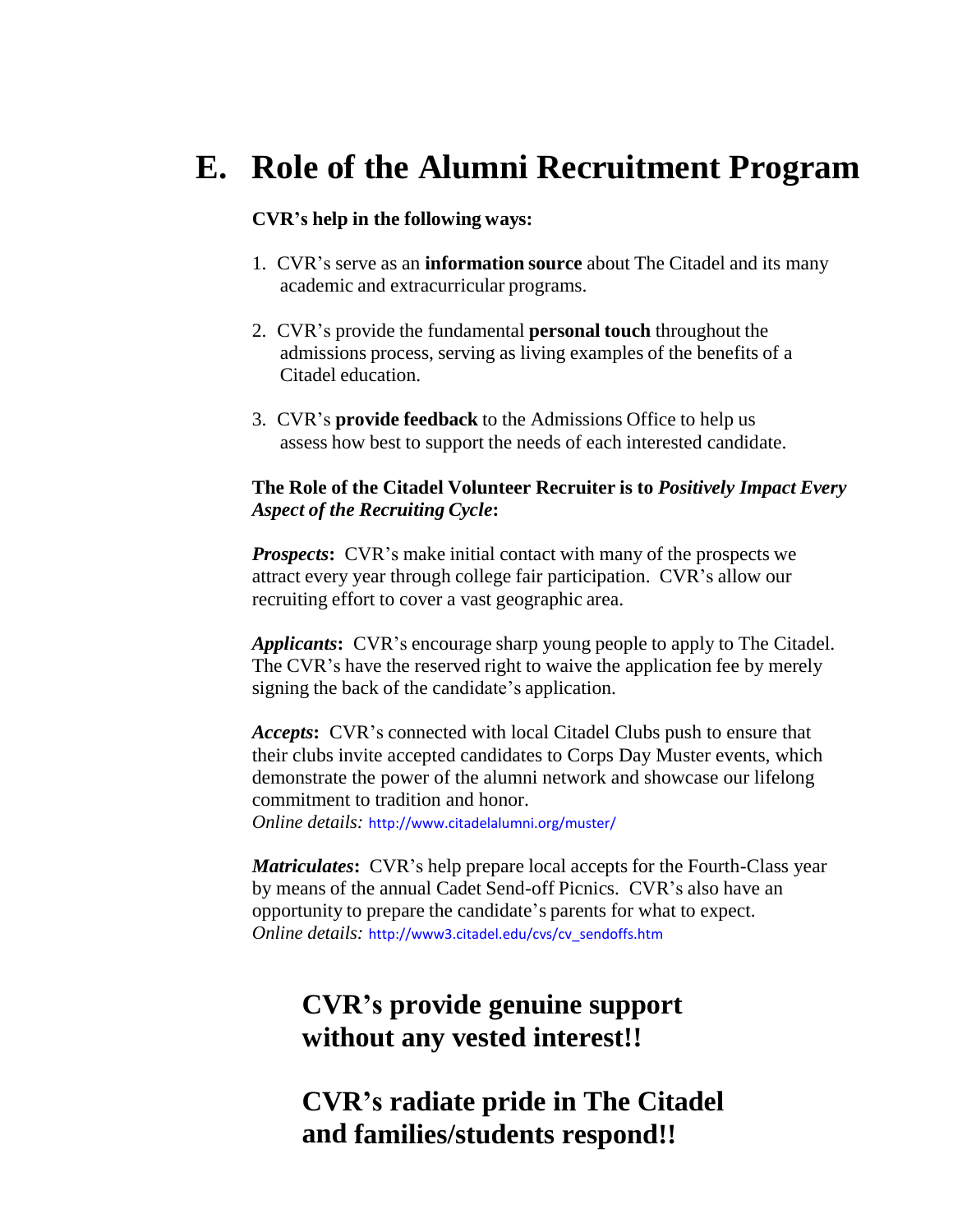# E. Role of the Alumni Recruitment Program

**CVR's help in the following ways:**

1. CVR's serve as an **information source** about The Citadel and its many academic and extracurricular programs.

2. CVR's provide the fundamental **personal touch** throughout the admissions process, serving as living examples of the benefits of a Citadel education.

3. CVR's **provide feedback** to the Admissions Office to help us assess how best to support the needs of each interested candidate.

**The Role of the Citadel Volunteer Recruiter is to *Positively Impact Every Aspect of the Recruiting Cycle*:**

***Prospects*:** CVR's make initial contact with many of the prospects we attract every year through college fair participation. CVR's allow our recruiting effort to cover a vast geographic area.

***Applicants*:** CVR's encourage sharp young people to apply to The Citadel. The CVR's have the reserved right to waive the application fee by merely signing the back of the candidate's application.

***Accepts*:** CVR's connected with local Citadel Clubs push to ensure that their clubs invite accepted candidates to Corps Day Muster events, which demonstrate the power of the alumni network and showcase our lifelong commitment to tradition and honor.
*Online details:* http://www.citadelalumni.org/muster/

***Matriculates*:** CVR's help prepare local accepts for the Fourth-Class year by means of the annual Cadet Send-off Picnics. CVR's also have an opportunity to prepare the candidate's parents for what to expect.
*Online details:* http://www3.citadel.edu/cvs/cv_sendoffs.htm

**CVR's provide genuine support without any vested interest!!**

**CVR's radiate pride in The Citadel and families/students respond!!**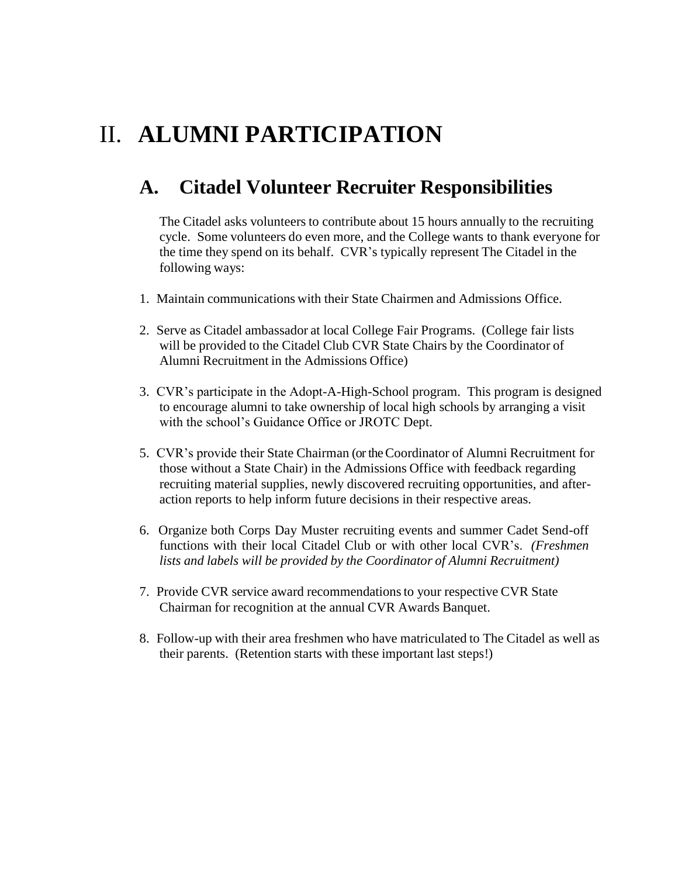# II. ALUMNI PARTICIPATION

## A. Citadel Volunteer Recruiter Responsibilities

The Citadel asks volunteers to contribute about 15 hours annually to the recruiting cycle. Some volunteers do even more, and the College wants to thank everyone for the time they spend on its behalf. CVR's typically represent The Citadel in the following ways:

1. Maintain communications with their State Chairmen and Admissions Office.

2. Serve as Citadel ambassador at local College Fair Programs. (College fair lists will be provided to the Citadel Club CVR State Chairs by the Coordinator of Alumni Recruitment in the Admissions Office)

3. CVR's participate in the Adopt-A-High-School program. This program is designed to encourage alumni to take ownership of local high schools by arranging a visit with the school's Guidance Office or JROTC Dept.

5. CVR's provide their State Chairman (or the Coordinator of Alumni Recruitment for those without a State Chair) in the Admissions Office with feedback regarding recruiting material supplies, newly discovered recruiting opportunities, and after-action reports to help inform future decisions in their respective areas.

6. Organize both Corps Day Muster recruiting events and summer Cadet Send-off functions with their local Citadel Club or with other local CVR's. *(Freshmen lists and labels will be provided by the Coordinator of Alumni Recruitment)*

7. Provide CVR service award recommendations to your respective CVR State Chairman for recognition at the annual CVR Awards Banquet.

8. Follow-up with their area freshmen who have matriculated to The Citadel as well as their parents. (Retention starts with these important last steps!)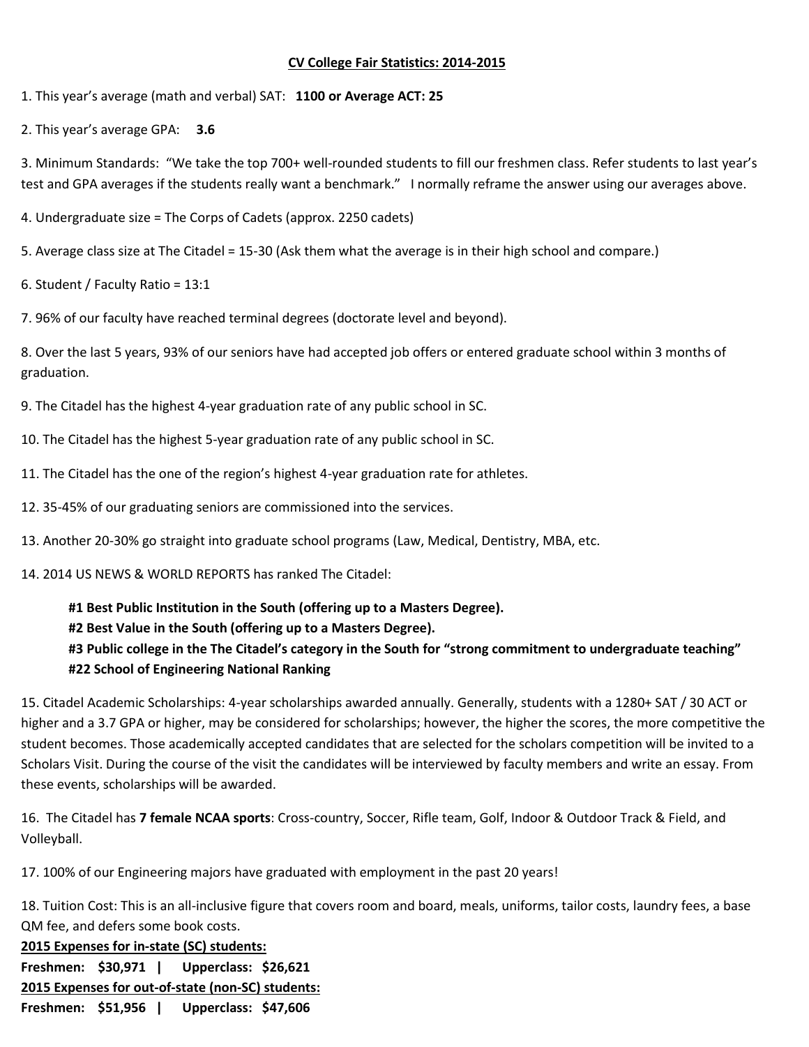<u>**CV College Fair Statistics: 2014-2015**</u>

1. This year's average (math and verbal) SAT: **1100 or Average ACT: 25**

2. This year's average GPA: **3.6**

3. Minimum Standards: "We take the top 700+ well-rounded students to fill our freshmen class. Refer students to last year's test and GPA averages if the students really want a benchmark." I normally reframe the answer using our averages above.

4. Undergraduate size = The Corps of Cadets (approx. 2250 cadets)

5. Average class size at The Citadel = 15-30 (Ask them what the average is in their high school and compare.)

6. Student / Faculty Ratio = 13:1

7. 96% of our faculty have reached terminal degrees (doctorate level and beyond).

8. Over the last 5 years, 93% of our seniors have had accepted job offers or entered graduate school within 3 months of graduation.

9. The Citadel has the highest 4-year graduation rate of any public school in SC.

10. The Citadel has the highest 5-year graduation rate of any public school in SC.

11. The Citadel has the one of the region's highest 4-year graduation rate for athletes.

12. 35-45% of our graduating seniors are commissioned into the services.

13. Another 20-30% go straight into graduate school programs (Law, Medical, Dentistry, MBA, etc.

14. 2014 US NEWS & WORLD REPORTS has ranked The Citadel:

> **#1 Best Public Institution in the South (offering up to a Masters Degree).**
> **#2 Best Value in the South (offering up to a Masters Degree).**
> **#3 Public college in the The Citadel's category in the South for "strong commitment to undergraduate teaching"**
> **#22 School of Engineering National Ranking**

15. Citadel Academic Scholarships: 4-year scholarships awarded annually. Generally, students with a 1280+ SAT / 30 ACT or higher and a 3.7 GPA or higher, may be considered for scholarships; however, the higher the scores, the more competitive the student becomes. Those academically accepted candidates that are selected for the scholars competition will be invited to a Scholars Visit. During the course of the visit the candidates will be interviewed by faculty members and write an essay. From these events, scholarships will be awarded.

16. The Citadel has **7 female NCAA sports**: Cross-country, Soccer, Rifle team, Golf, Indoor & Outdoor Track & Field, and Volleyball.

17. 100% of our Engineering majors have graduated with employment in the past 20 years!

18. Tuition Cost: This is an all-inclusive figure that covers room and board, meals, uniforms, tailor costs, laundry fees, a base QM fee, and defers some book costs.

<u>**2015 Expenses for in-state (SC) students:**</u>
**Freshmen: $30,971 | Upperclass: $26,621**
<u>**2015 Expenses for out-of-state (non-SC) students:**</u>
**Freshmen: $51,956 | Upperclass: $47,606**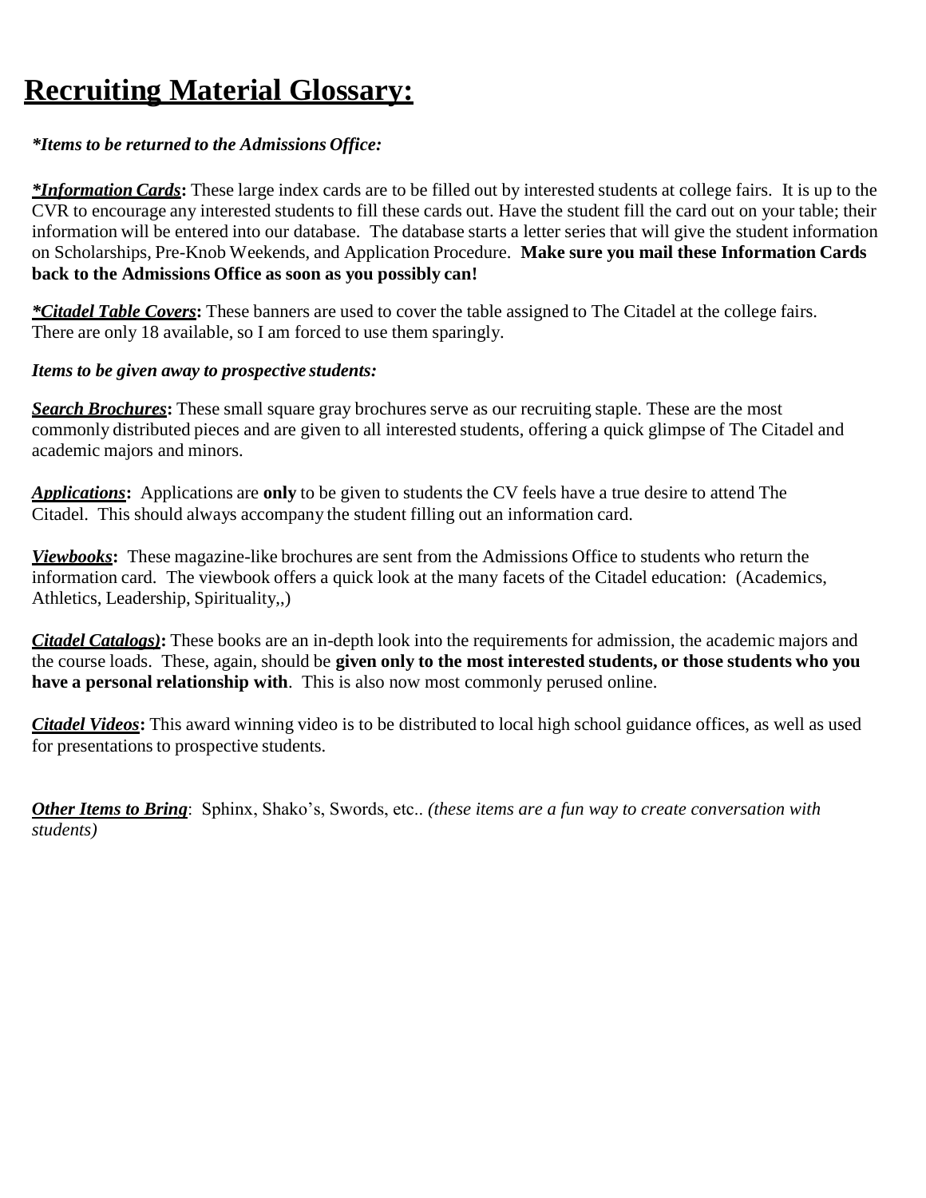# Recruiting Material Glossary:

***Items to be returned to the Admissions Office:***

***Information Cards*:** These large index cards are to be filled out by interested students at college fairs. It is up to the CVR to encourage any interested students to fill these cards out. Have the student fill the card out on your table; their information will be entered into our database. The database starts a letter series that will give the student information on Scholarships, Pre-Knob Weekends, and Application Procedure. **Make sure you mail these Information Cards back to the Admissions Office as soon as you possibly can!**

***Citadel Table Covers*:** These banners are used to cover the table assigned to The Citadel at the college fairs. There are only 18 available, so I am forced to use them sparingly.

***Items to be given away to prospective students:***

***Search Brochures*:** These small square gray brochures serve as our recruiting staple. These are the most commonly distributed pieces and are given to all interested students, offering a quick glimpse of The Citadel and academic majors and minors.

***Applications*:** Applications are **only** to be given to students the CV feels have a true desire to attend The Citadel. This should always accompany the student filling out an information card.

***Viewbooks*:** These magazine-like brochures are sent from the Admissions Office to students who return the information card. The viewbook offers a quick look at the many facets of the Citadel education: (Academics, Athletics, Leadership, Spirituality,,)

***Citadel Catalogs)*:** These books are an in-depth look into the requirements for admission, the academic majors and the course loads. These, again, should be **given only to the most interested students, or those students who you have a personal relationship with**. This is also now most commonly perused online.

***Citadel Videos*:** This award winning video is to be distributed to local high school guidance offices, as well as used for presentations to prospective students.

***Other Items to Bring***: Sphinx, Shako's, Swords, etc.. *(these items are a fun way to create conversation with students)*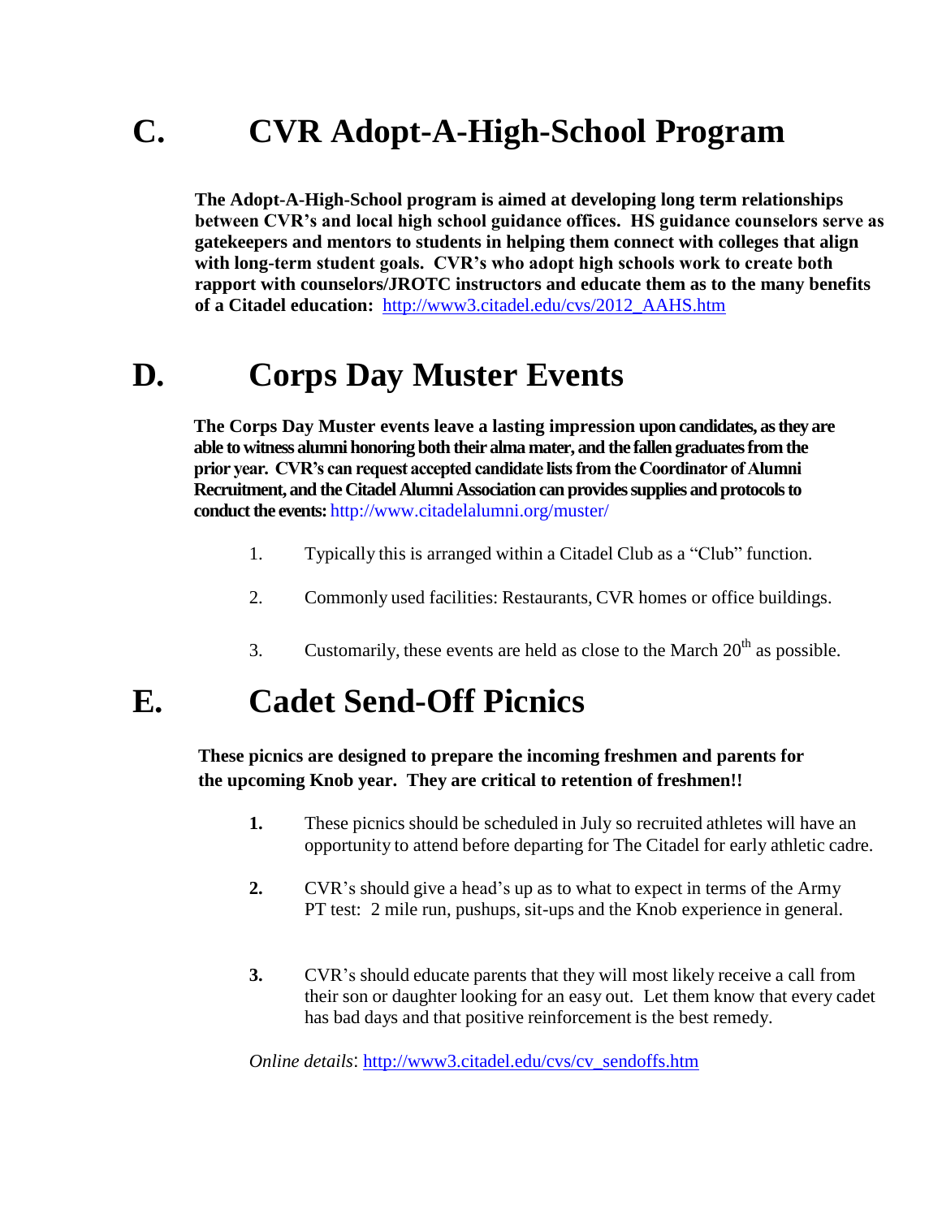## C. CVR Adopt-A-High-School Program

**The Adopt-A-High-School program is aimed at developing long term relationships between CVR's and local high school guidance offices. HS guidance counselors serve as gatekeepers and mentors to students in helping them connect with colleges that align with long-term student goals. CVR's who adopt high schools work to create both rapport with counselors/JROTC instructors and educate them as to the many benefits of a Citadel education:** http://www3.citadel.edu/cvs/2012_AAHS.htm

## D. Corps Day Muster Events

**The Corps Day Muster events leave a lasting impression upon candidates, as they are able to witness alumni honoring both their alma mater, and the fallen graduates from the prior year. CVR's can request accepted candidate lists from the Coordinator of Alumni Recruitment, and the Citadel Alumni Association can provides supplies and protocols to conduct the events:** http://www.citadelalumni.org/muster/

1. Typically this is arranged within a Citadel Club as a "Club" function.
2. Commonly used facilities: Restaurants, CVR homes or office buildings.
3. Customarily, these events are held as close to the March 20th as possible.

## E. Cadet Send-Off Picnics

**These picnics are designed to prepare the incoming freshmen and parents for the upcoming Knob year. They are critical to retention of freshmen!!**

**1.** These picnics should be scheduled in July so recruited athletes will have an opportunity to attend before departing for The Citadel for early athletic cadre.

**2.** CVR's should give a head's up as to what to expect in terms of the Army PT test: 2 mile run, pushups, sit-ups and the Knob experience in general.

**3.** CVR's should educate parents that they will most likely receive a call from their son or daughter looking for an easy out. Let them know that every cadet has bad days and that positive reinforcement is the best remedy.

*Online details*: http://www3.citadel.edu/cvs/cv_sendoffs.htm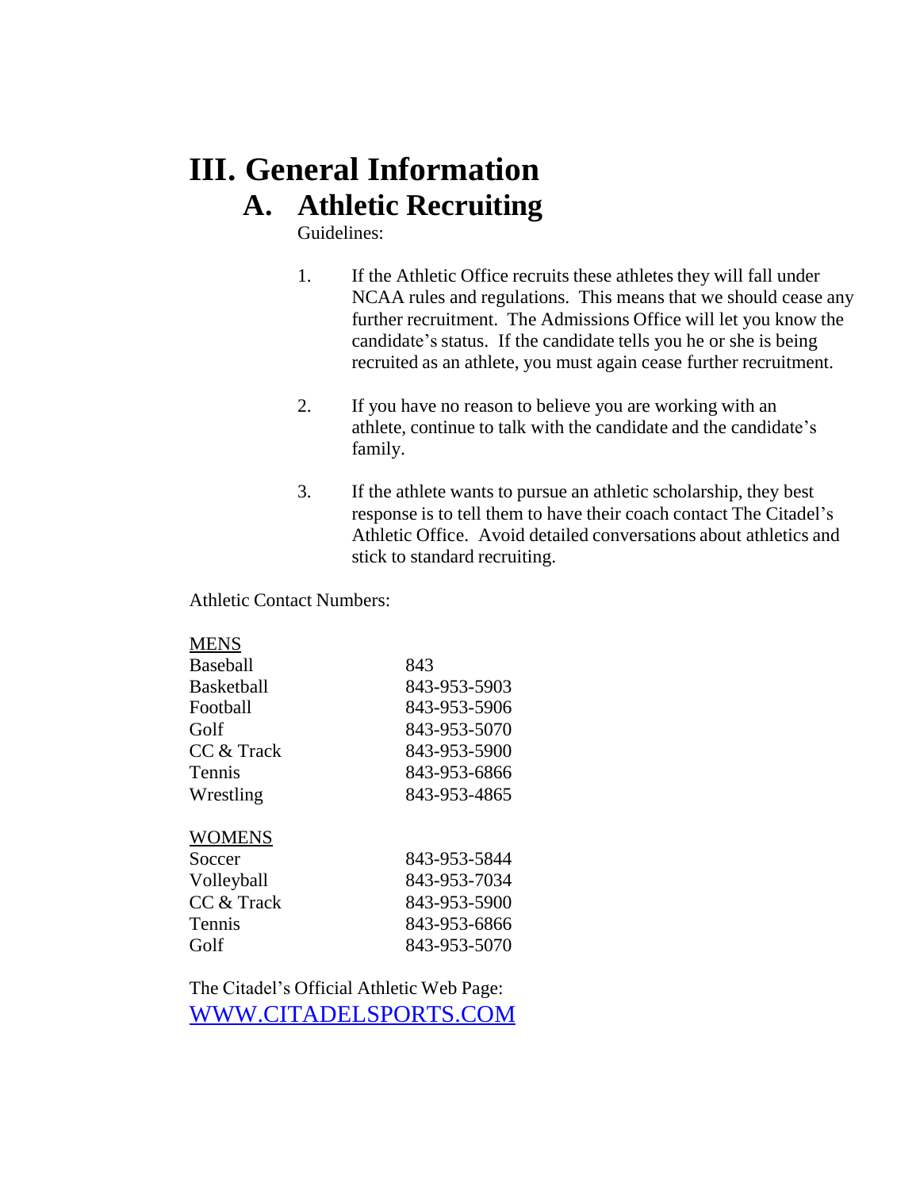# III. General Information

## A. Athletic Recruiting

Guidelines:

1. If the Athletic Office recruits these athletes they will fall under NCAA rules and regulations. This means that we should cease any further recruitment. The Admissions Office will let you know the candidate's status. If the candidate tells you he or she is being recruited as an athlete, you must again cease further recruitment.

2. If you have no reason to believe you are working with an athlete, continue to talk with the candidate and the candidate's family.

3. If the athlete wants to pursue an athletic scholarship, they best response is to tell them to have their coach contact The Citadel's Athletic Office. Avoid detailed conversations about athletics and stick to standard recruiting.

Athletic Contact Numbers:

| MENS | |
|---|---|
| Baseball | 843 |
| Basketball | 843-953-5903 |
| Football | 843-953-5906 |
| Golf | 843-953-5070 |
| CC & Track | 843-953-5900 |
| Tennis | 843-953-6866 |
| Wrestling | 843-953-4865 |

| WOMENS | |
|---|---|
| Soccer | 843-953-5844 |
| Volleyball | 843-953-7034 |
| CC & Track | 843-953-5900 |
| Tennis | 843-953-6866 |
| Golf | 843-953-5070 |

The Citadel's Official Athletic Web Page:
WWW.CITADELSPORTS.COM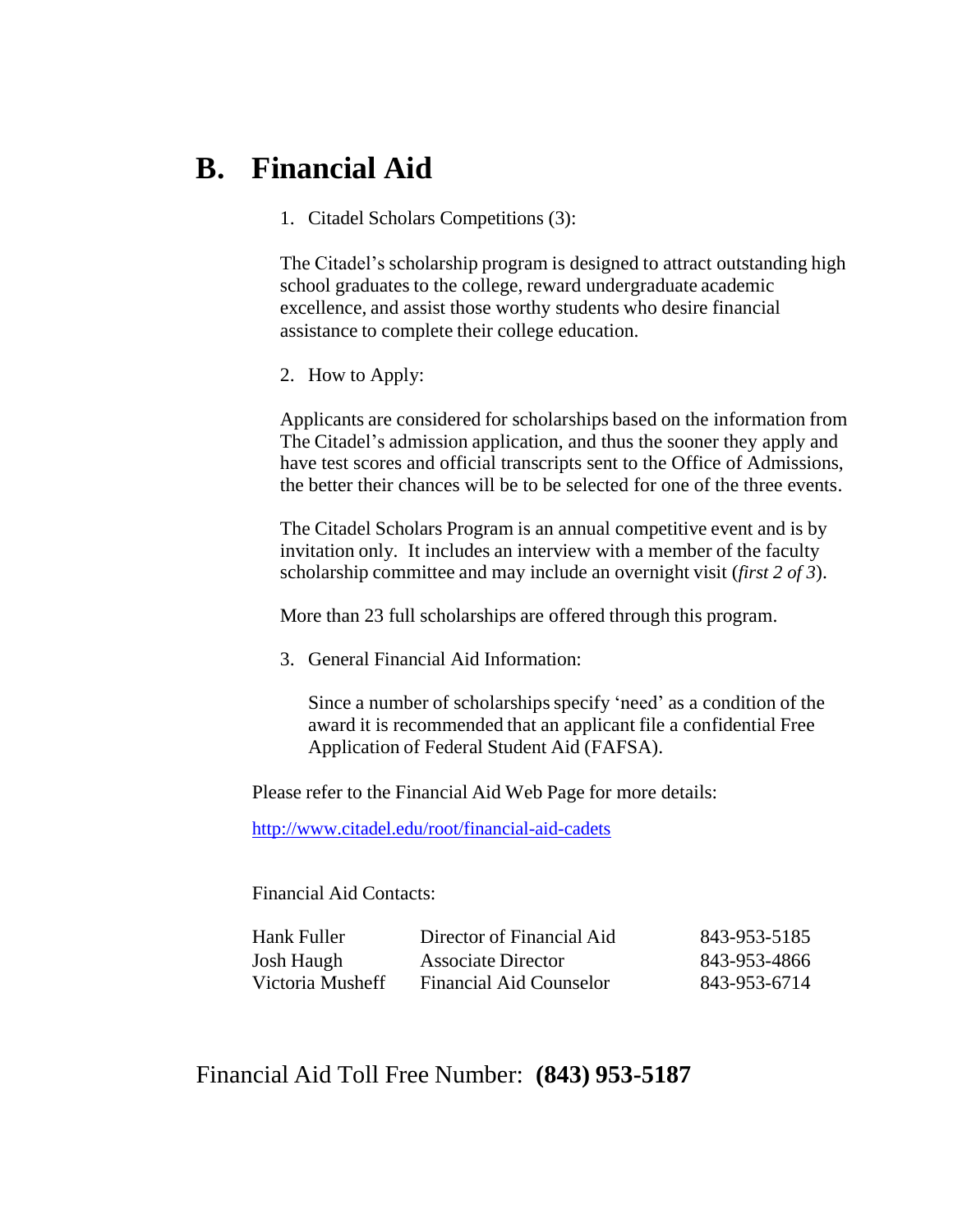## B. Financial Aid

1. Citadel Scholars Competitions (3):

   The Citadel's scholarship program is designed to attract outstanding high school graduates to the college, reward undergraduate academic excellence, and assist those worthy students who desire financial assistance to complete their college education.

2. How to Apply:

   Applicants are considered for scholarships based on the information from The Citadel's admission application, and thus the sooner they apply and have test scores and official transcripts sent to the Office of Admissions, the better their chances will be to be selected for one of the three events.

   The Citadel Scholars Program is an annual competitive event and is by invitation only. It includes an interview with a member of the faculty scholarship committee and may include an overnight visit (*first 2 of 3*).

   More than 23 full scholarships are offered through this program.

3. General Financial Aid Information:

   Since a number of scholarships specify 'need' as a condition of the award it is recommended that an applicant file a confidential Free Application of Federal Student Aid (FAFSA).

Please refer to the Financial Aid Web Page for more details:

http://www.citadel.edu/root/financial-aid-cadets

Financial Aid Contacts:

| | | |
|---|---|---|
| Hank Fuller | Director of Financial Aid | 843-953-5185 |
| Josh Haugh | Associate Director | 843-953-4866 |
| Victoria Musheff | Financial Aid Counselor | 843-953-6714 |

Financial Aid Toll Free Number: **(843) 953-5187**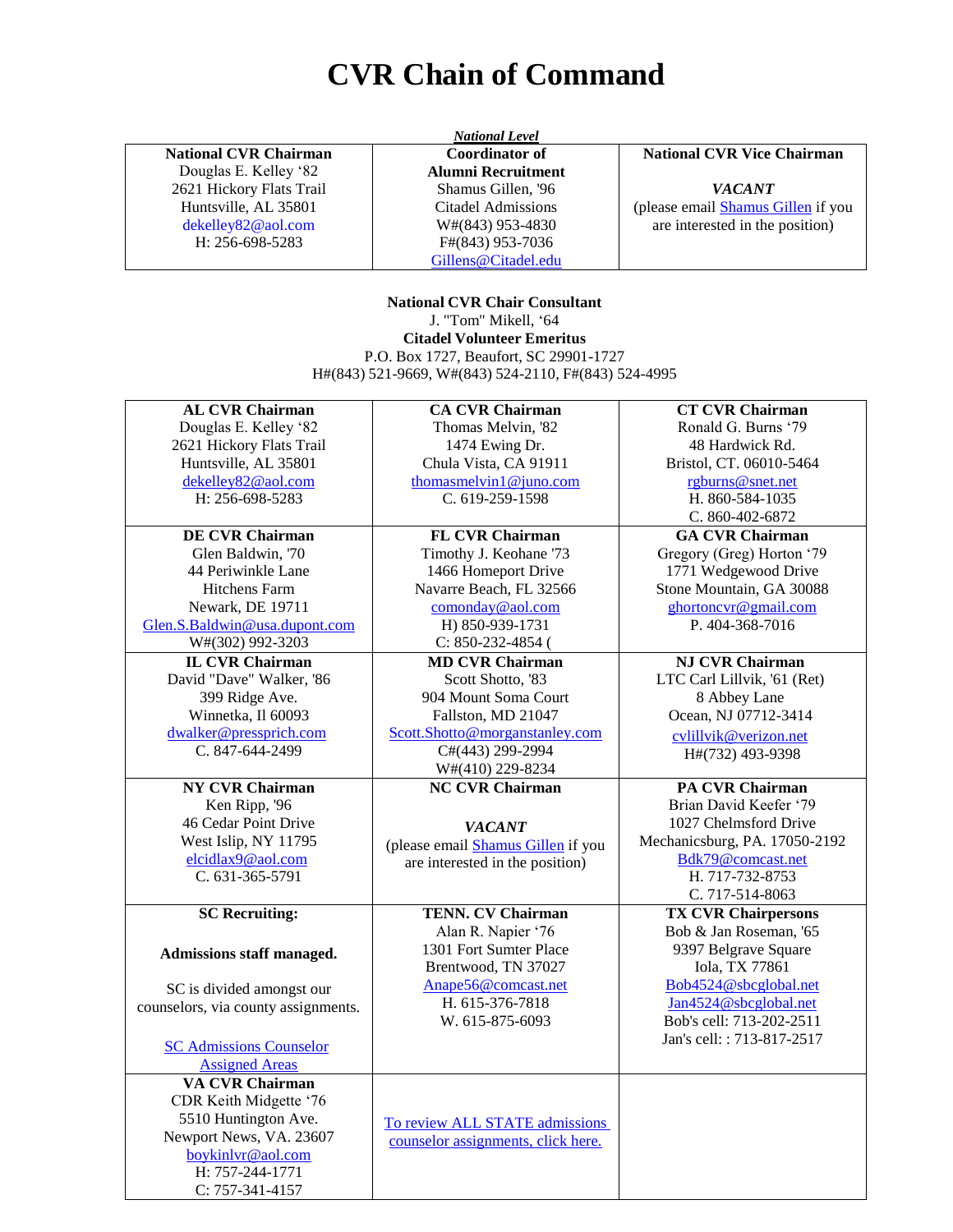# CVR Chain of Command

***National Level***

| **National CVR Chairman** | **Coordinator of Alumni Recruitment** | **National CVR Vice Chairman** |
|---|---|---|
| Douglas E. Kelley '82<br>2621 Hickory Flats Trail<br>Huntsville, AL 35801<br>dekelley82@aol.com<br>H: 256-698-5283 | Shamus Gillen, '96<br>Citadel Admissions<br>W#(843) 953-4830<br>F#(843) 953-7036<br>Gillens@Citadel.edu | *VACANT*<br>(please email Shamus Gillen if you are interested in the position) |

**National CVR Chair Consultant**
J. "Tom" Mikell, '64
**Citadel Volunteer Emeritus**
P.O. Box 1727, Beaufort, SC 29901-1727
H#(843) 521-9669, W#(843) 524-2110, F#(843) 524-4995

| | | |
|---|---|---|
| **AL CVR Chairman**<br>Douglas E. Kelley '82<br>2621 Hickory Flats Trail<br>Huntsville, AL 35801<br>dekelley82@aol.com<br>H: 256-698-5283 | **CA CVR Chairman**<br>Thomas Melvin, '82<br>1474 Ewing Dr.<br>Chula Vista, CA 91911<br>thomasmelvin1@juno.com<br>C. 619-259-1598 | **CT CVR Chairman**<br>Ronald G. Burns '79<br>48 Hardwick Rd.<br>Bristol, CT. 06010-5464<br>rgburns@snet.net<br>H. 860-584-1035<br>C. 860-402-6872 |
| **DE CVR Chairman**<br>Glen Baldwin, '70<br>44 Periwinkle Lane<br>Hitchens Farm<br>Newark, DE 19711<br>Glen.S.Baldwin@usa.dupont.com<br>W#(302) 992-3203 | **FL CVR Chairman**<br>Timothy J. Keohane '73<br>1466 Homeport Drive<br>Navarre Beach, FL 32566<br>comonday@aol.com<br>H) 850-939-1731<br>C: 850-232-4854 ( | **GA CVR Chairman**<br>Gregory (Greg) Horton '79<br>1771 Wedgewood Drive<br>Stone Mountain, GA 30088<br>ghortoncvr@gmail.com<br>P. 404-368-7016 |
| **IL CVR Chairman**<br>David "Dave" Walker, '86<br>399 Ridge Ave.<br>Winnetka, Il 60093<br>dwalker@pressprich.com<br>C. 847-644-2499 | **MD CVR Chairman**<br>Scott Shotto, '83<br>904 Mount Soma Court<br>Fallston, MD 21047<br>Scott.Shotto@morganstanley.com<br>C#(443) 299-2994<br>W#(410) 229-8234 | **NJ CVR Chairman**<br>LTC Carl Lillvik, '61 (Ret)<br>8 Abbey Lane<br>Ocean, NJ 07712-3414<br>cvlillvik@verizon.net<br>H#(732) 493-9398 |
| **NY CVR Chairman**<br>Ken Ripp, '96<br>46 Cedar Point Drive<br>West Islip, NY 11795<br>elcidlax9@aol.com<br>C. 631-365-5791 | **NC CVR Chairman**<br>*VACANT*<br>(please email Shamus Gillen if you are interested in the position) | **PA CVR Chairman**<br>Brian David Keefer '79<br>1027 Chelmsford Drive<br>Mechanicsburg, PA. 17050-2192<br>Bdk79@comcast.net<br>H. 717-732-8753<br>C. 717-514-8063 |
| **SC Recruiting:**<br>**Admissions staff managed.**<br>SC is divided amongst our counselors, via county assignments.<br>SC Admissions Counselor Assigned Areas | **TENN. CV Chairman**<br>Alan R. Napier '76<br>1301 Fort Sumter Place<br>Brentwood, TN 37027<br>Anape56@comcast.net<br>H. 615-376-7818<br>W. 615-875-6093 | **TX CVR Chairpersons**<br>Bob & Jan Roseman, '65<br>9397 Belgrave Square<br>Iola, TX 77861<br>Bob4524@sbcglobal.net<br>Jan4524@sbcglobal.net<br>Bob's cell: 713-202-2511<br>Jan's cell: : 713-817-2517 |
| **VA CVR Chairman**<br>CDR Keith Midgette '76<br>5510 Huntington Ave.<br>Newport News, VA. 23607<br>boykinlvr@aol.com<br>H: 757-244-1771<br>C: 757-341-4157 | To review ALL STATE admissions counselor assignments, click here. | |